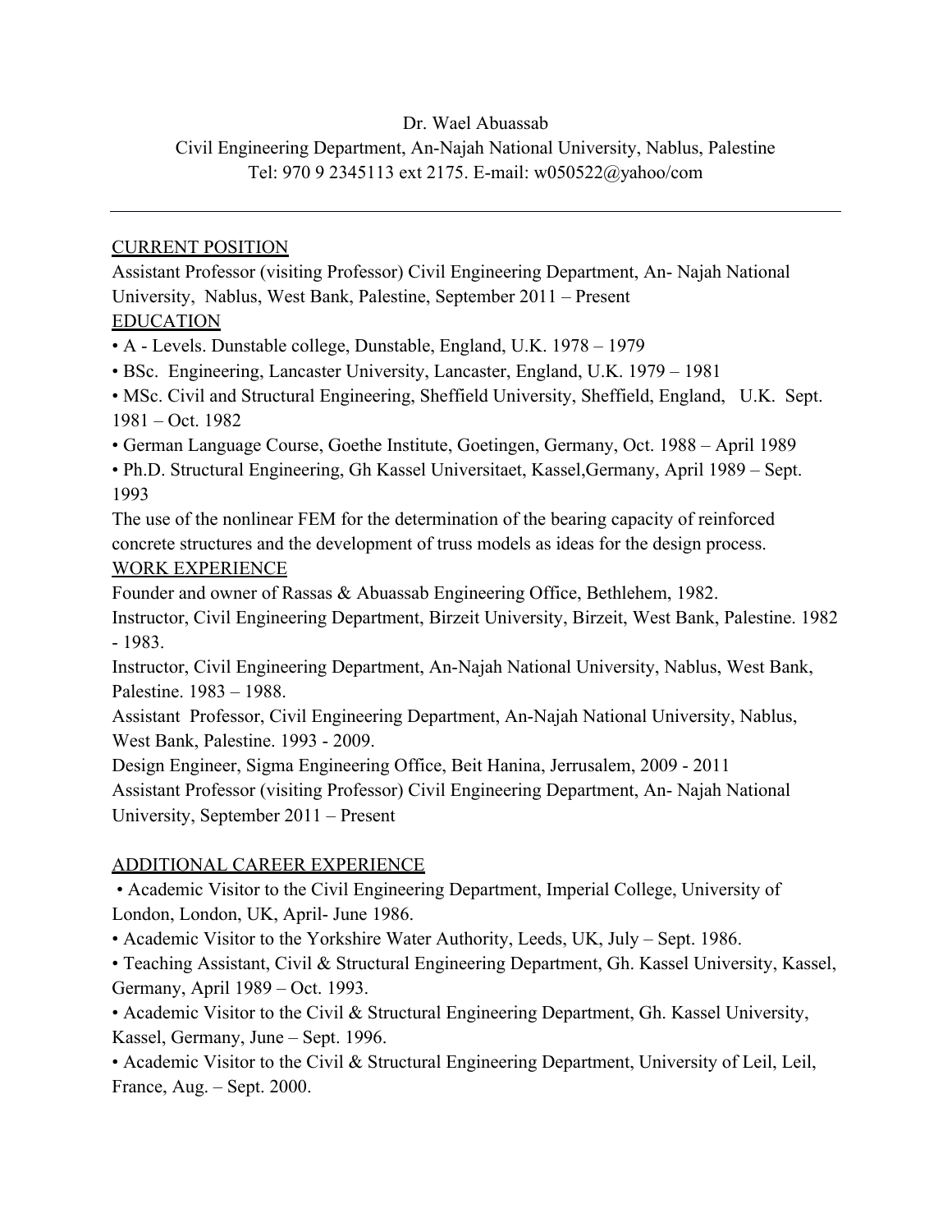Dr. Wael Abuassab

Civil Engineering Department, An-Najah National University, Nablus, Palestine

Tel: 970 9 2345113 ext 2175. E-mail: w050522@yahoo/com

---

## CURRENT POSITION

Assistant Professor (visiting Professor) Civil Engineering Department, An- Najah National University, Nablus, West Bank, Palestine, September 2011 – Present

## EDUCATION

- A - Levels. Dunstable college, Dunstable, England, U.K. 1978 – 1979
- BSc. Engineering, Lancaster University, Lancaster, England, U.K. 1979 – 1981
- MSc. Civil and Structural Engineering, Sheffield University, Sheffield, England, U.K. Sept. 1981 – Oct. 1982
- German Language Course, Goethe Institute, Goetingen, Germany, Oct. 1988 – April 1989
- Ph.D. Structural Engineering, Gh Kassel Universitaet, Kassel,Germany, April 1989 – Sept. 1993

The use of the nonlinear FEM for the determination of the bearing capacity of reinforced concrete structures and the development of truss models as ideas for the design process.

## WORK EXPERIENCE

Founder and owner of Rassas & Abuassab Engineering Office, Bethlehem, 1982.

Instructor, Civil Engineering Department, Birzeit University, Birzeit, West Bank, Palestine. 1982 - 1983.

Instructor, Civil Engineering Department, An-Najah National University, Nablus, West Bank, Palestine. 1983 – 1988.

Assistant Professor, Civil Engineering Department, An-Najah National University, Nablus, West Bank, Palestine. 1993 - 2009.

Design Engineer, Sigma Engineering Office, Beit Hanina, Jerrusalem, 2009 - 2011

Assistant Professor (visiting Professor) Civil Engineering Department, An- Najah National University, September 2011 – Present

## ADDITIONAL CAREER EXPERIENCE

- Academic Visitor to the Civil Engineering Department, Imperial College, University of London, London, UK, April- June 1986.
- Academic Visitor to the Yorkshire Water Authority, Leeds, UK, July – Sept. 1986.
- Teaching Assistant, Civil & Structural Engineering Department, Gh. Kassel University, Kassel, Germany, April 1989 – Oct. 1993.
- Academic Visitor to the Civil & Structural Engineering Department, Gh. Kassel University, Kassel, Germany, June – Sept. 1996.
- Academic Visitor to the Civil & Structural Engineering Department, University of Leil, Leil, France, Aug. – Sept. 2000.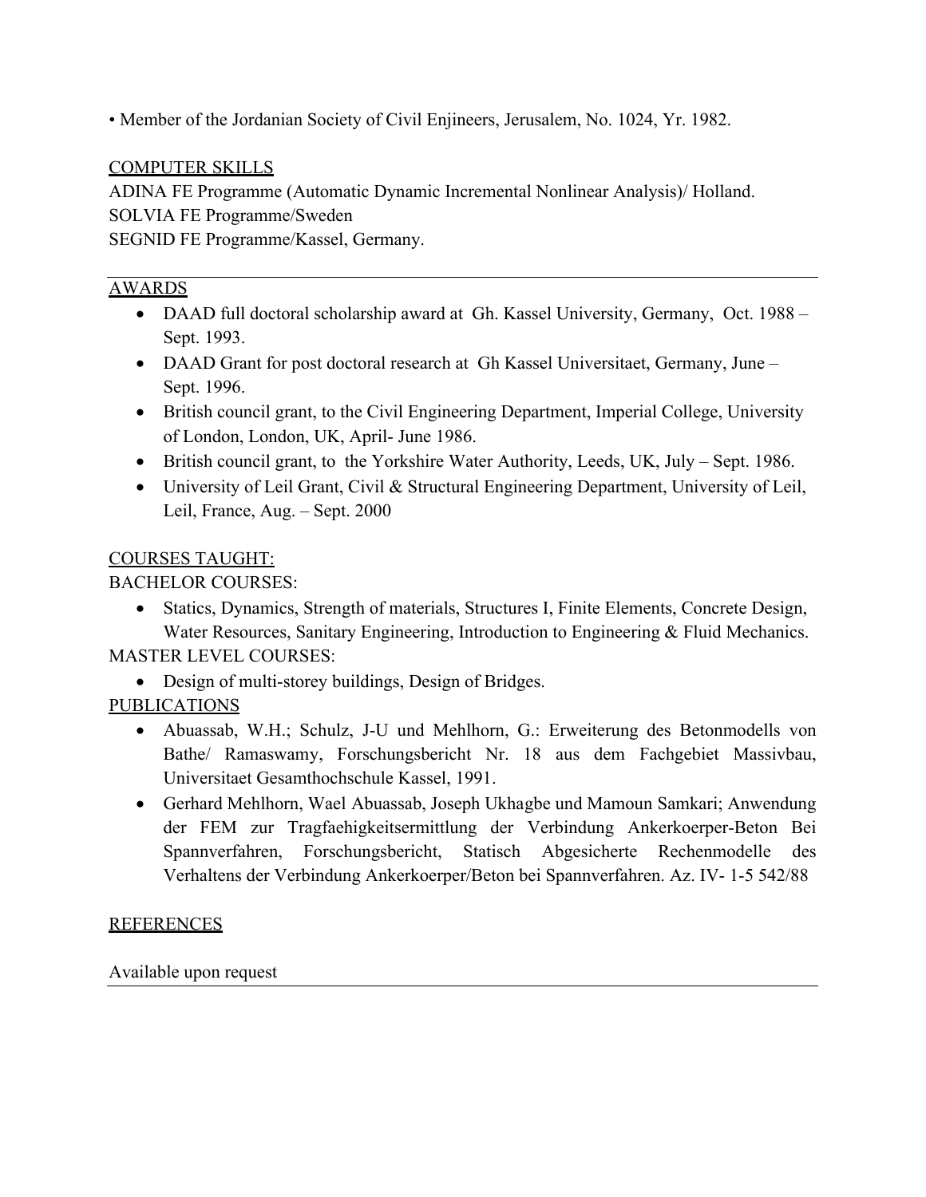• Member of the Jordanian Society of Civil Enjineers, Jerusalem, No. 1024, Yr. 1982.

## COMPUTER SKILLS

ADINA FE Programme (Automatic Dynamic Incremental Nonlinear Analysis)/ Holland.
SOLVIA FE Programme/Sweden
SEGNID FE Programme/Kassel, Germany.

---

## AWARDS

- DAAD full doctoral scholarship award at Gh. Kassel University, Germany, Oct. 1988 – Sept. 1993.
- DAAD Grant for post doctoral research at Gh Kassel Universitaet, Germany, June – Sept. 1996.
- British council grant, to the Civil Engineering Department, Imperial College, University of London, London, UK, April- June 1986.
- British council grant, to the Yorkshire Water Authority, Leeds, UK, July – Sept. 1986.
- University of Leil Grant, Civil & Structural Engineering Department, University of Leil, Leil, France, Aug. – Sept. 2000

## COURSES TAUGHT:

BACHELOR COURSES:

- Statics, Dynamics, Strength of materials, Structures I, Finite Elements, Concrete Design, Water Resources, Sanitary Engineering, Introduction to Engineering & Fluid Mechanics.

MASTER LEVEL COURSES:

- Design of multi-storey buildings, Design of Bridges.

## PUBLICATIONS

- Abuassab, W.H.; Schulz, J-U und Mehlhorn, G.: Erweiterung des Betonmodells von Bathe/ Ramaswamy, Forschungsbericht Nr. 18 aus dem Fachgebiet Massivbau, Universitaet Gesamthochschule Kassel, 1991.
- Gerhard Mehlhorn, Wael Abuassab, Joseph Ukhagbe und Mamoun Samkari; Anwendung der FEM zur Tragfaehigkeitsermittlung der Verbindung Ankerkoerper-Beton Bei Spannverfahren, Forschungsbericht, Statisch Abgesicherte Rechenmodelle des Verhaltens der Verbindung Ankerkoerper/Beton bei Spannverfahren. Az. IV- 1-5 542/88

## REFERENCES

Available upon request

---